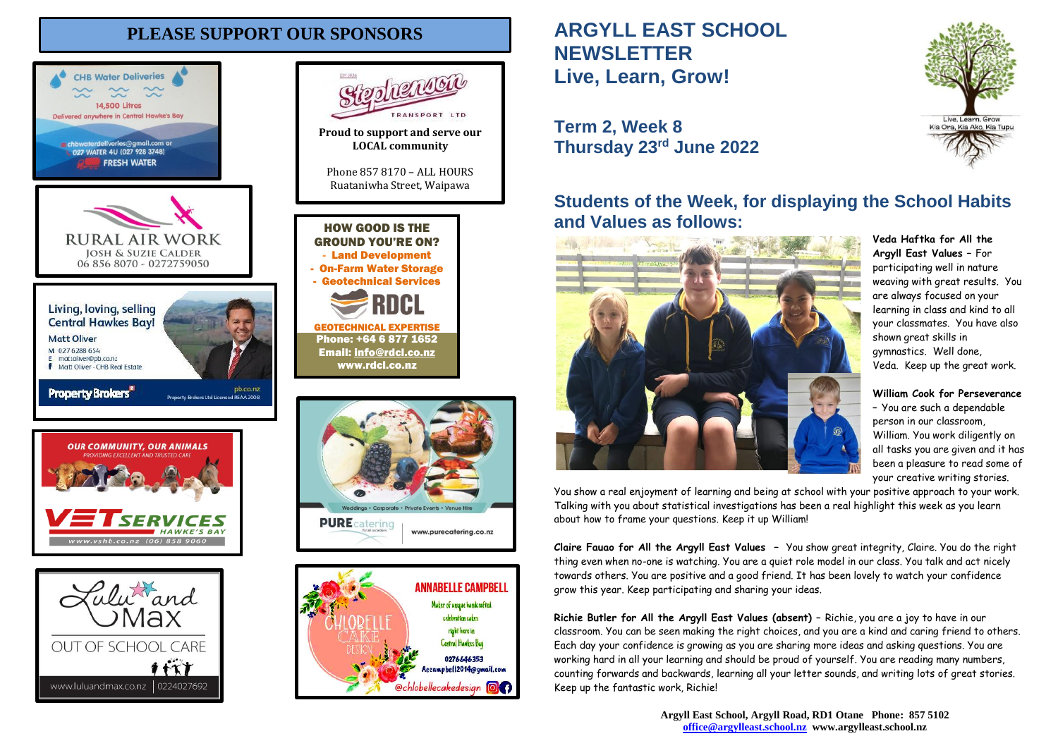# PLEASE SUPPORT OUR SPONSORS

**CHB Water Deliveries**
14,500 Litres
Delivered anywhere in Central Hawke's Bay
chbwaterdeliveries@gmail.com or
027 WATER 4U (027 928 3748)
FRESH WATER

**RURAL AIR WORK**
JOSH & SUZIE CALDER
06 856 8070 - 0272759050

Living, loving, selling Central Hawkes Bay!
Matt Oliver
M 027 6288 654
E matt.oliver@pb.co.nz
Matt Oliver - CHB Real Estate
Property Brokers
pb.co.nz
Property Brokers Ltd Licensed REAA 2008

OUR COMMUNITY, OUR ANIMALS
PROVIDING EXCELLENT AND TRUSTED CARE
VETSERVICES HAWKE'S BAY
www.vshb.co.nz (06) 858 9060

Lulu and Max
OUT OF SCHOOL CARE
www.luluandmax.co.nz | 0224027692

Stephenson TRANSPORT LTD
Proud to support and serve our LOCAL community
Phone 857 8170 – ALL HOURS
Ruataniwha Street, Waipawa

HOW GOOD IS THE GROUND YOU'RE ON?
- Land Development
- On-Farm Water Storage
- Geotechnical Services
RDCL
GEOTECHNICAL EXPERTISE
Phone: +64 6 877 1652
Email: info@rdcl.co.nz
www.rdcl.co.nz

Weddings • Corporate • Private Events • Venue Hire
PURE catering
www.purecatering.co.nz

CHLOBELLE CAKE DESIGN
ANNABELLE CAMPBELL
Maker of unique handcrafted celebration cakes right here in Central Hawkes Bay
0276646353
Aecampbell2014@gmail.com
@chlobellecakedesign

# ARGYLL EAST SCHOOL NEWSLETTER
# Live, Learn, Grow!

Live, Learn, Grow
Kia Ora, Kia Ako, Kia Tupu

## Term 2, Week 8
## Thursday 23rd June 2022

## Students of the Week, for displaying the School Habits and Values as follows:

**Veda Haftka for All the Argyll East Values** – For participating well in nature weaving with great results. You are always focused on your learning in class and kind to all your classmates. You have also shown great skills in gymnastics. Well done, Veda. Keep up the great work.

**William Cook for Perseverance** – You are such a dependable person in our classroom, William. You work diligently on all tasks you are given and it has been a pleasure to read some of your creative writing stories. You show a real enjoyment of learning and being at school with your positive approach to your work. Talking with you about statistical investigations has been a real highlight this week as you learn about how to frame your questions. Keep it up William!

**Claire Fauao for All the Argyll East Values** – You show great integrity, Claire. You do the right thing even when no-one is watching. You are a quiet role model in our class. You talk and act nicely towards others. You are positive and a good friend. It has been lovely to watch your confidence grow this year. Keep participating and sharing your ideas.

**Richie Butler for All the Argyll East Values (absent)** – Richie, you are a joy to have in our classroom. You can be seen making the right choices, and you are a kind and caring friend to others. Each day your confidence is growing as you are sharing more ideas and asking questions. You are working hard in all your learning and should be proud of yourself. You are reading many numbers, counting forwards and backwards, learning all your letter sounds, and writing lots of great stories. Keep up the fantastic work, Richie!

**Argyll East School, Argyll Road, RD1 Otane Phone: 857 5102**
**office@argylleast.school.nz www.argylleast.school.nz**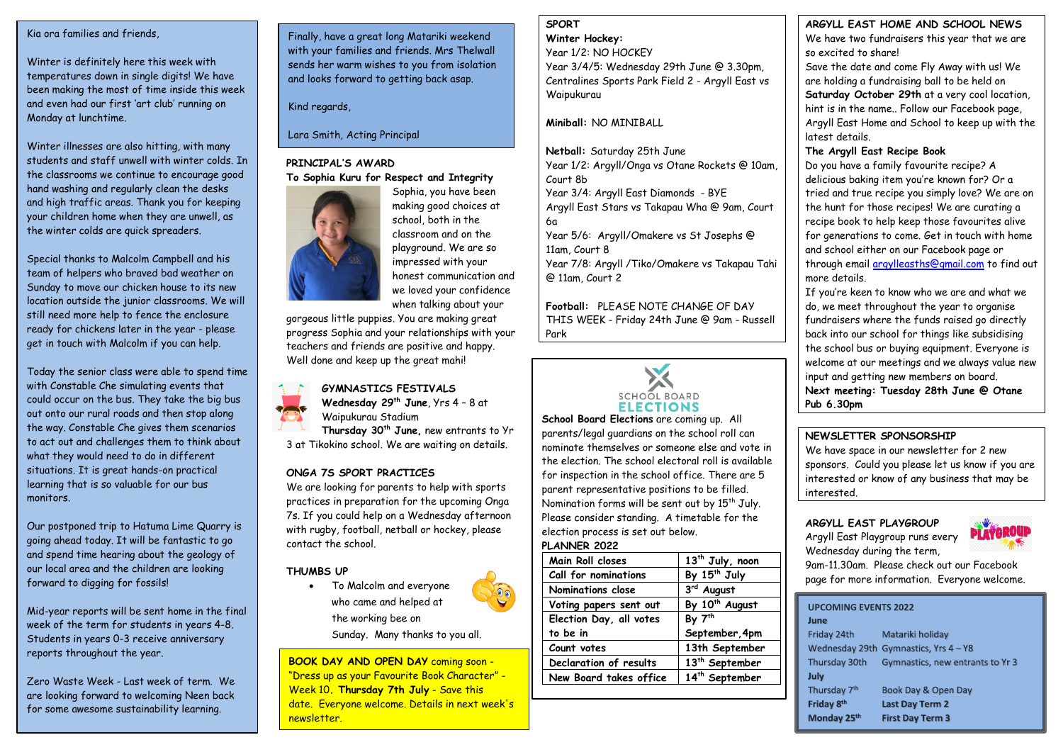Kia ora families and friends,

Winter is definitely here this week with temperatures down in single digits! We have been making the most of time inside this week and even had our first 'art club' running on Monday at lunchtime.

Winter illnesses are also hitting, with many students and staff unwell with winter colds. In the classrooms we continue to encourage good hand washing and regularly clean the desks and high traffic areas. Thank you for keeping your children home when they are unwell, as the winter colds are quick spreaders.

Special thanks to Malcolm Campbell and his team of helpers who braved bad weather on Sunday to move our chicken house to its new location outside the junior classrooms. We will still need more help to fence the enclosure ready for chickens later in the year - please get in touch with Malcolm if you can help.

Today the senior class were able to spend time with Constable Che simulating events that could occur on the bus. They take the big bus out onto our rural roads and then stop along the way. Constable Che gives them scenarios to act out and challenges them to think about what they would need to do in different situations. It is great hands-on practical learning that is so valuable for our bus monitors.

Our postponed trip to Hatuma Lime Quarry is going ahead today. It will be fantastic to go and spend time hearing about the geology of our local area and the children are looking forward to digging for fossils!

Mid-year reports will be sent home in the final week of the term for students in years 4-8. Students in years 0-3 receive anniversary reports throughout the year.

Zero Waste Week - Last week of term. We are looking forward to welcoming Neen back for some awesome sustainability learning.

Finally, have a great long Matariki weekend with your families and friends. Mrs Thelwall sends her warm wishes to you from isolation and looks forward to getting back asap.

Kind regards,

Lara Smith, Acting Principal

## PRINCIPAL'S AWARD

**To Sophia Kuru for Respect and Integrity**

Sophia, you have been making good choices at school, both in the classroom and on the playground. We are so impressed with your honest communication and we loved your confidence when talking about your gorgeous little puppies. You are making great progress Sophia and your relationships with your teachers and friends are positive and happy. Well done and keep up the great mahi!

## GYMNASTICS FESTIVALS

**Wednesday 29th June**, Yrs 4 – 8 at Waipukurau Stadium

**Thursday 30th June**, new entrants to Yr 3 at Tikokino school. We are waiting on details.

## ONGA 7S SPORT PRACTICES

We are looking for parents to help with sports practices in preparation for the upcoming Onga 7s. If you could help on a Wednesday afternoon with rugby, football, netball or hockey, please contact the school.

## THUMBS UP

- To Malcolm and everyone who came and helped at the working bee on Sunday. Many thanks to you all.

**BOOK DAY AND OPEN DAY** coming soon - "Dress up as your Favourite Book Character" - Week 10. **Thursday 7th July** - Save this date. Everyone welcome. Details in next week's newsletter.

## SPORT

**Winter Hockey:**
Year 1/2: NO HOCKEY
Year 3/4/5: Wednesday 29th June @ 3.30pm, Centralines Sports Park Field 2 - Argyll East vs Waipukurau

**Miniball:** NO MINIBALL

**Netball:** Saturday 25th June
Year 1/2: Argyll/Onga vs Otane Rockets @ 10am, Court 8b
Year 3/4: Argyll East Diamonds - BYE
Argyll East Stars vs Takapau Wha @ 9am, Court 6a
Year 5/6: Argyll/Omakere vs St Josephs @ 11am, Court 8
Year 7/8: Argyll /Tiko/Omakere vs Takapau Tahi @ 11am, Court 2

**Football:** PLEASE NOTE CHANGE OF DAY THIS WEEK - Friday 24th June @ 9am - Russell Park

## SCHOOL BOARD ELECTIONS

**School Board Elections** are coming up. All parents/legal guardians on the school roll can nominate themselves or someone else and vote in the election. The school electoral roll is available for inspection in the school office. There are 5 parent representative positions to be filled. Nomination forms will be sent out by 15th July. Please consider standing. A timetable for the election process is set out below.

**PLANNER 2022**

| | |
|---|---|
| Main Roll closes | 13th July, noon |
| Call for nominations | By 15th July |
| Nominations close | 3rd August |
| Voting papers sent out | By 10th August |
| Election Day, all votes to be in | By 7th September, 4pm |
| Count votes | 13th September |
| Declaration of results | 13th September |
| New Board takes office | 14th September |

## ARGYLL EAST HOME AND SCHOOL NEWS

We have two fundraisers this year that we are so excited to share!

Save the date and come Fly Away with us! We are holding a fundraising ball to be held on **Saturday October 29th** at a very cool location, hint is in the name.. Follow our Facebook page, Argyll East Home and School to keep up with the latest details.

**The Argyll East Recipe Book**

Do you have a family favourite recipe? A delicious baking item you're known for? Or a tried and true recipe you simply love? We are on the hunt for those recipes! We are curating a recipe book to help keep those favourites alive for generations to come. Get in touch with home and school either on our Facebook page or through email argylleasths@gmail.com to find out more details.

If you're keen to know who we are and what we do, we meet throughout the year to organise fundraisers where the funds raised go directly back into our school for things like subsidising the school bus or buying equipment. Everyone is welcome at our meetings and we always value new input and getting new members on board.

**Next meeting: Tuesday 28th June @ Otane Pub 6.30pm**

## NEWSLETTER SPONSORSHIP

We have space in our newsletter for 2 new sponsors. Could you please let us know if you are interested or know of any business that may be interested.

## ARGYLL EAST PLAYGROUP

Argyll East Playgroup runs every Wednesday during the term, 9am-11.30am. Please check out our Facebook page for more information. Everyone welcome.

## UPCOMING EVENTS 2022

| | |
|---|---|
| **June** | |
| Friday 24th | Matariki holiday |
| Wednesday 29th | Gymnastics, Yrs 4 – Y8 |
| Thursday 30th | Gymnastics, new entrants to Yr 3 |
| **July** | |
| Thursday 7th | Book Day & Open Day |
| **Friday 8th** | **Last Day Term 2** |
| **Monday 25th** | **First Day Term 3** |